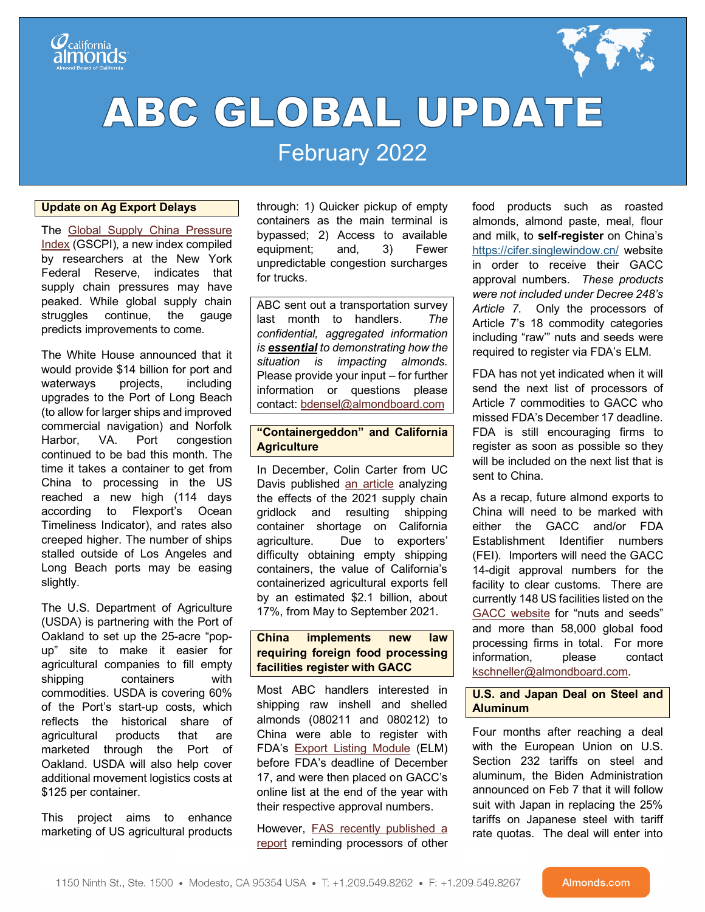# ABC GLOBAL UPDATE

February 2022

## Update on Ag Export Delays

The Global Supply China Pressure Index (GSCPI), a new index compiled by researchers at the New York Federal Reserve, indicates that supply chain pressures may have peaked. While global supply chain struggles continue, the gauge predicts improvements to come.

The White House announced that it would provide $14 billion for port and waterways projects, including upgrades to the Port of Long Beach (to allow for larger ships and improved commercial navigation) and Norfolk Harbor, VA. Port congestion continued to be bad this month. The time it takes a container to get from China to processing in the US reached a new high (114 days according to Flexport's Ocean Timeliness Indicator), and rates also creeped higher. The number of ships stalled outside of Los Angeles and Long Beach ports may be easing slightly.

The U.S. Department of Agriculture (USDA) is partnering with the Port of Oakland to set up the 25-acre "pop-up" site to make it easier for agricultural companies to fill empty shipping containers with commodities. USDA is covering 60% of the Port's start-up costs, which reflects the historical share of agricultural products that are marketed through the Port of Oakland. USDA will also help cover additional movement logistics costs at $125 per container.

This project aims to enhance marketing of US agricultural products through: 1) Quicker pickup of empty containers as the main terminal is bypassed; 2) Access to available equipment; and, 3) Fewer unpredictable congestion surcharges for trucks.

ABC sent out a transportation survey last month to handlers. *The confidential, aggregated information is* ***essential*** *to demonstrating how the situation is impacting almonds.* Please provide your input – for further information or questions please contact: bdensel@almondboard.com

## "Containergeddon" and California Agriculture

In December, Colin Carter from UC Davis published an article analyzing the effects of the 2021 supply chain gridlock and resulting shipping container shortage on California agriculture. Due to exporters' difficulty obtaining empty shipping containers, the value of California's containerized agricultural exports fell by an estimated $2.1 billion, about 17%, from May to September 2021.

## China implements new law requiring foreign food processing facilities register with GACC

Most ABC handlers interested in shipping raw inshell and shelled almonds (080211 and 080212) to China were able to register with FDA's Export Listing Module (ELM) before FDA's deadline of December 17, and were then placed on GACC's online list at the end of the year with their respective approval numbers.

However, FAS recently published a report reminding processors of other food products such as roasted almonds, almond paste, meal, flour and milk, to **self-register** on China's https://cifer.singlewindow.cn/ website in order to receive their GACC approval numbers. *These products were not included under Decree 248's Article 7.* Only the processors of Article 7's 18 commodity categories including "raw'" nuts and seeds were required to register via FDA's ELM.

FDA has not yet indicated when it will send the next list of processors of Article 7 commodities to GACC who missed FDA's December 17 deadline. FDA is still encouraging firms to register as soon as possible so they will be included on the next list that is sent to China.

As a recap, future almond exports to China will need to be marked with either the GACC and/or FDA Establishment Identifier numbers (FEI). Importers will need the GACC 14-digit approval numbers for the facility to clear customs. There are currently 148 US facilities listed on the GACC website for "nuts and seeds" and more than 58,000 global food processing firms in total. For more information, please contact kschneller@almondboard.com.

## U.S. and Japan Deal on Steel and Aluminum

Four months after reaching a deal with the European Union on U.S. Section 232 tariffs on steel and aluminum, the Biden Administration announced on Feb 7 that it will follow suit with Japan in replacing the 25% tariffs on Japanese steel with tariff rate quotas. The deal will enter into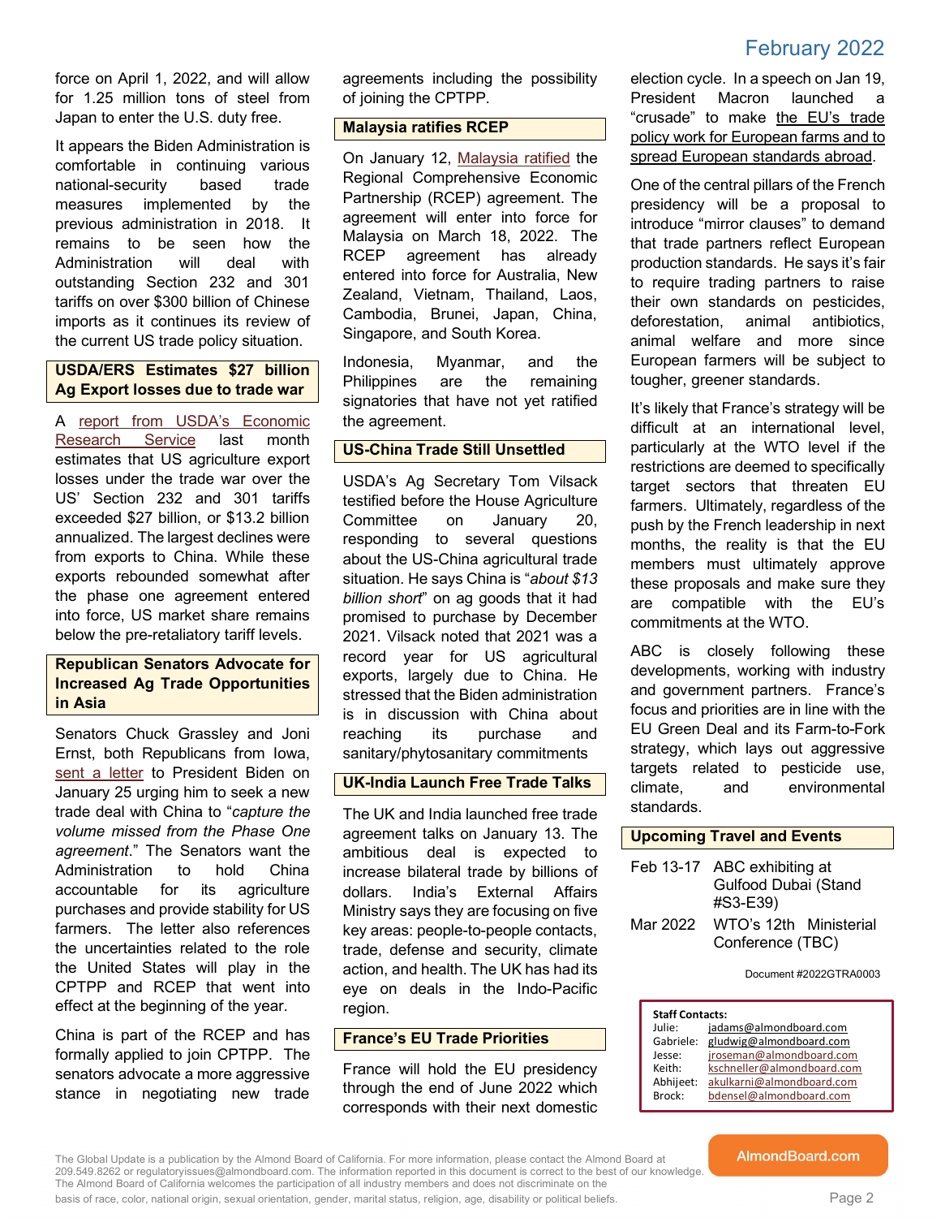force on April 1, 2022, and will allow for 1.25 million tons of steel from Japan to enter the U.S. duty free.

It appears the Biden Administration is comfortable in continuing various national-security based trade measures implemented by the previous administration in 2018. It remains to be seen how the Administration will deal with outstanding Section 232 and 301 tariffs on over $300 billion of Chinese imports as it continues its review of the current US trade policy situation.

## USDA/ERS Estimates $27 billion Ag Export losses due to trade war

A report from USDA's Economic Research Service last month estimates that US agriculture export losses under the trade war over the US' Section 232 and 301 tariffs exceeded $27 billion, or $13.2 billion annualized. The largest declines were from exports to China. While these exports rebounded somewhat after the phase one agreement entered into force, US market share remains below the pre-retaliatory tariff levels.

## Republican Senators Advocate for Increased Ag Trade Opportunities in Asia

Senators Chuck Grassley and Joni Ernst, both Republicans from Iowa, sent a letter to President Biden on January 25 urging him to seek a new trade deal with China to "*capture the volume missed from the Phase One agreement*." The Senators want the Administration to hold China accountable for its agriculture purchases and provide stability for US farmers. The letter also references the uncertainties related to the role the United States will play in the CPTPP and RCEP that went into effect at the beginning of the year.

China is part of the RCEP and has formally applied to join CPTPP. The senators advocate a more aggressive stance in negotiating new trade agreements including the possibility of joining the CPTPP.

## Malaysia ratifies RCEP

On January 12, Malaysia ratified the Regional Comprehensive Economic Partnership (RCEP) agreement. The agreement will enter into force for Malaysia on March 18, 2022. The RCEP agreement has already entered into force for Australia, New Zealand, Vietnam, Thailand, Laos, Cambodia, Brunei, Japan, China, Singapore, and South Korea.

Indonesia, Myanmar, and the Philippines are the remaining signatories that have not yet ratified the agreement.

## US-China Trade Still Unsettled

USDA's Ag Secretary Tom Vilsack testified before the House Agriculture Committee on January 20, responding to several questions about the US-China agricultural trade situation. He says China is "*about $13 billion short*" on ag goods that it had promised to purchase by December 2021. Vilsack noted that 2021 was a record year for US agricultural exports, largely due to China. He stressed that the Biden administration is in discussion with China about reaching its purchase and sanitary/phytosanitary commitments

## UK-India Launch Free Trade Talks

The UK and India launched free trade agreement talks on January 13. The ambitious deal is expected to increase bilateral trade by billions of dollars. India's External Affairs Ministry says they are focusing on five key areas: people-to-people contacts, trade, defense and security, climate action, and health. The UK has had its eye on deals in the Indo-Pacific region.

## France's EU Trade Priorities

France will hold the EU presidency through the end of June 2022 which corresponds with their next domestic election cycle. In a speech on Jan 19, President Macron launched a "crusade" to make the EU's trade policy work for European farms and to spread European standards abroad.

One of the central pillars of the French presidency will be a proposal to introduce "mirror clauses" to demand that trade partners reflect European production standards. He says it's fair to require trading partners to raise their own standards on pesticides, deforestation, animal antibiotics, animal welfare and more since European farmers will be subject to tougher, greener standards.

It's likely that France's strategy will be difficult at an international level, particularly at the WTO level if the restrictions are deemed to specifically target sectors that threaten EU farmers. Ultimately, regardless of the push by the French leadership in next months, the reality is that the EU members must ultimately approve these proposals and make sure they are compatible with the EU's commitments at the WTO.

ABC is closely following these developments, working with industry and government partners. France's focus and priorities are in line with the EU Green Deal and its Farm-to-Fork strategy, which lays out aggressive targets related to pesticide use, climate, and environmental standards.

## Upcoming Travel and Events

| | |
|---|---|
| Feb 13-17 | ABC exhibiting at Gulfood Dubai (Stand #S3-E39) |
| Mar 2022 | WTO's 12th Ministerial Conference (TBC) |

Document #2022GTRA0003

**Staff Contacts:**

| | |
|---|---|
| Julie: | jadams@almondboard.com |
| Gabriele: | gludwig@almondboard.com |
| Jesse: | jroseman@almondboard.com |
| Keith: | kschneller@almondboard.com |
| Abhijeet: | akulkarni@almondboard.com |
| Brock: | bdensel@almondboard.com |

The Global Update is a publication by the Almond Board of California. For more information, please contact the Almond Board at 209.549.8262 or regulatoryissues@almondboard.com. The information reported in this document is correct to the best of our knowledge. The Almond Board of California welcomes the participation of all industry members and does not discriminate on the basis of race, color, national origin, sexual orientation, gender, marital status, religion, age, disability or political beliefs.

AlmondBoard.com